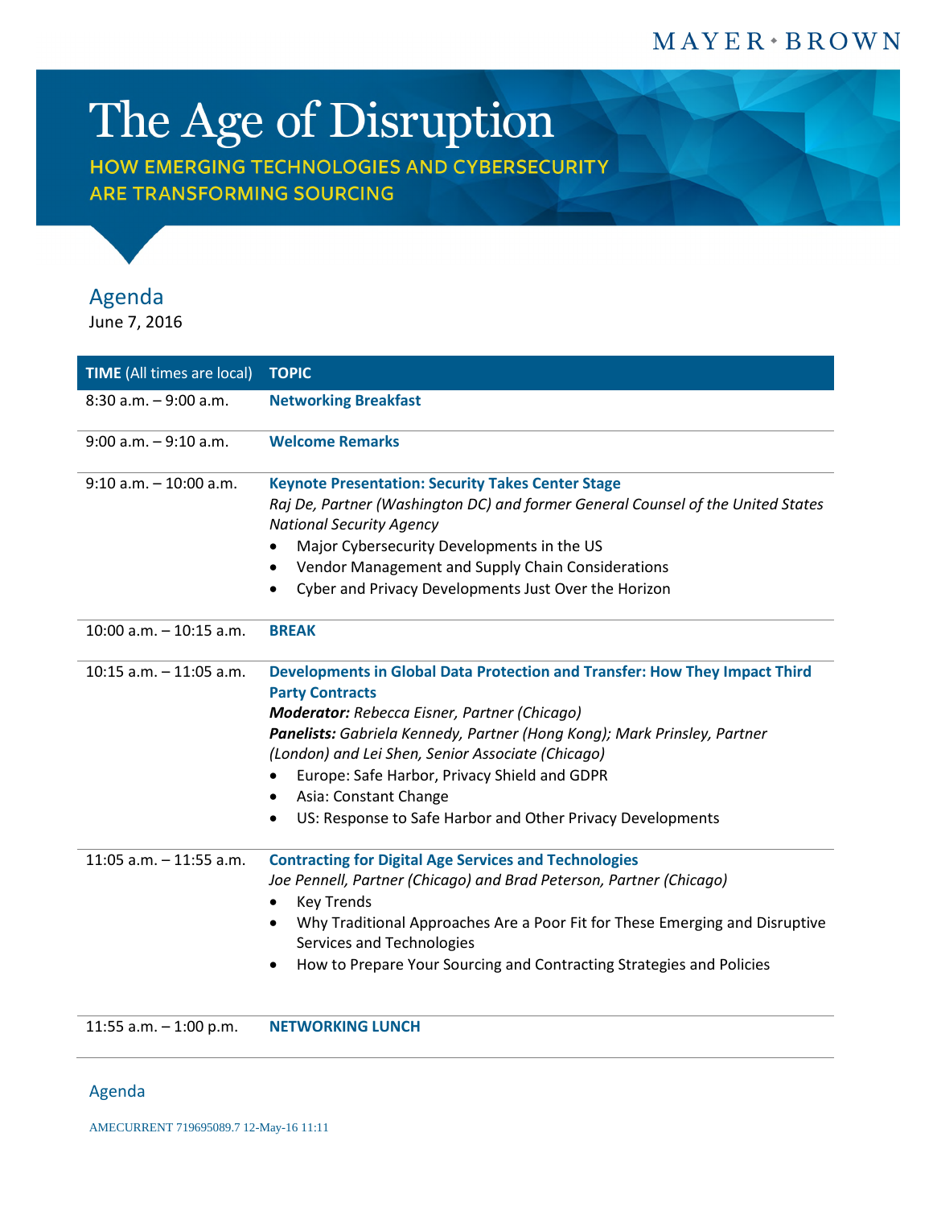MAYER • BROWN

# The Age of Disruption

## HOW EMERGING TECHNOLOGIES AND CYBERSECURITY ARE TRANSFORMING SOURCING

## Agenda

June 7, 2016

| **TIME** (All times are local) | **TOPIC** |
|---|---|
| 8:30 a.m. – 9:00 a.m. | **Networking Breakfast** |
| 9:00 a.m. – 9:10 a.m. | **Welcome Remarks** |
| 9:10 a.m. – 10:00 a.m. | **Keynote Presentation: Security Takes Center Stage**<br>*Raj De, Partner (Washington DC) and former General Counsel of the United States National Security Agency*<br>• Major Cybersecurity Developments in the US<br>• Vendor Management and Supply Chain Considerations<br>• Cyber and Privacy Developments Just Over the Horizon |
| 10:00 a.m. – 10:15 a.m. | **BREAK** |
| 10:15 a.m. – 11:05 a.m. | **Developments in Global Data Protection and Transfer: How They Impact Third Party Contracts**<br>***Moderator:*** *Rebecca Eisner, Partner (Chicago)*<br>***Panelists:*** *Gabriela Kennedy, Partner (Hong Kong); Mark Prinsley, Partner (London) and Lei Shen, Senior Associate (Chicago)*<br>• Europe: Safe Harbor, Privacy Shield and GDPR<br>• Asia: Constant Change<br>• US: Response to Safe Harbor and Other Privacy Developments |
| 11:05 a.m. – 11:55 a.m. | **Contracting for Digital Age Services and Technologies**<br>*Joe Pennell, Partner (Chicago) and Brad Peterson, Partner (Chicago)*<br>• Key Trends<br>• Why Traditional Approaches Are a Poor Fit for These Emerging and Disruptive Services and Technologies<br>• How to Prepare Your Sourcing and Contracting Strategies and Policies |
| 11:55 a.m. – 1:00 p.m. | **NETWORKING LUNCH** |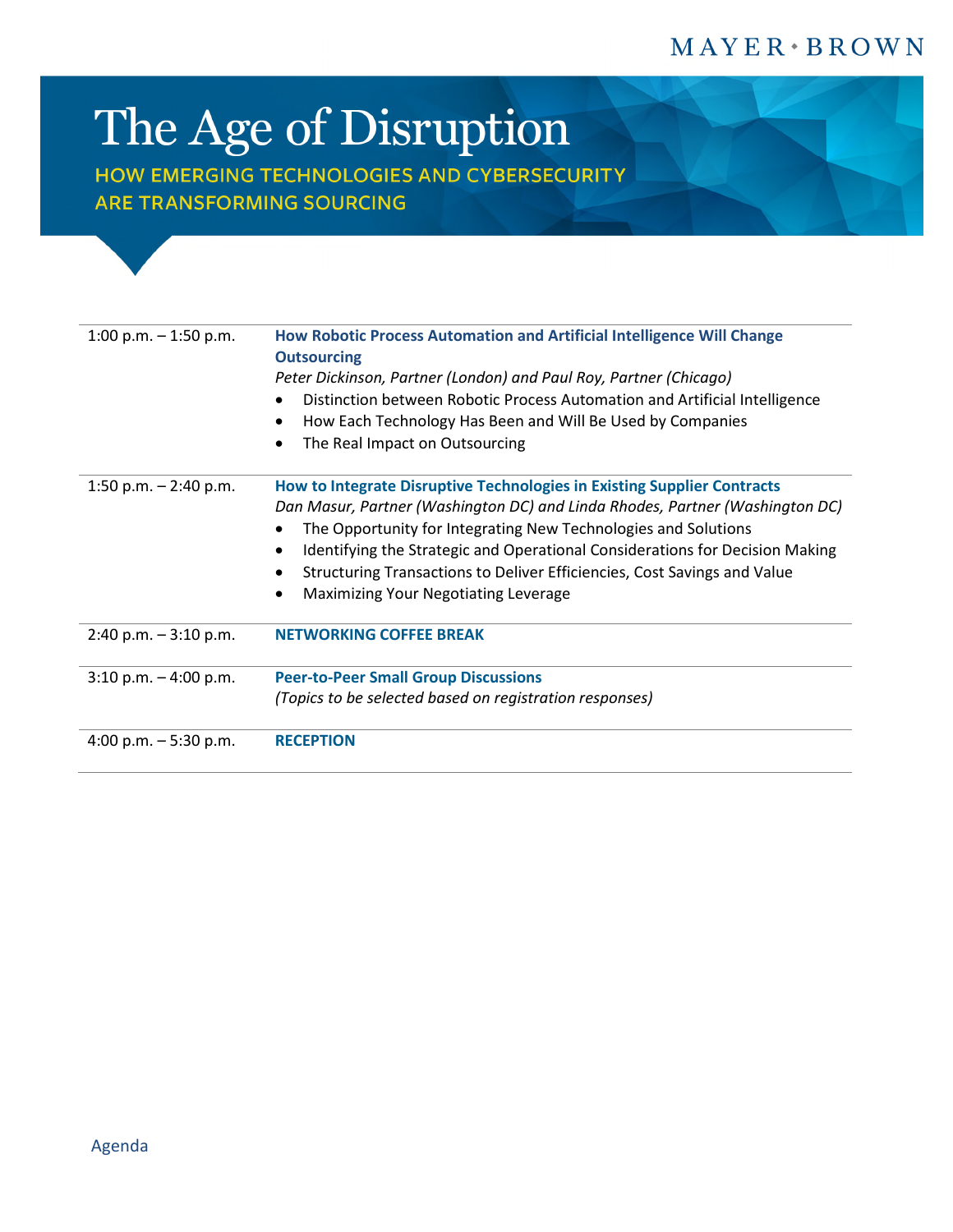# The Age of Disruption

## HOW EMERGING TECHNOLOGIES AND CYBERSECURITY ARE TRANSFORMING SOURCING

| | |
|---|---|
| 1:00 p.m. – 1:50 p.m. | **How Robotic Process Automation and Artificial Intelligence Will Change Outsourcing**<br>*Peter Dickinson, Partner (London) and Paul Roy, Partner (Chicago)*<br>• Distinction between Robotic Process Automation and Artificial Intelligence<br>• How Each Technology Has Been and Will Be Used by Companies<br>• The Real Impact on Outsourcing |
| 1:50 p.m. – 2:40 p.m. | **How to Integrate Disruptive Technologies in Existing Supplier Contracts**<br>*Dan Masur, Partner (Washington DC) and Linda Rhodes, Partner (Washington DC)*<br>• The Opportunity for Integrating New Technologies and Solutions<br>• Identifying the Strategic and Operational Considerations for Decision Making<br>• Structuring Transactions to Deliver Efficiencies, Cost Savings and Value<br>• Maximizing Your Negotiating Leverage |
| 2:40 p.m. – 3:10 p.m. | **NETWORKING COFFEE BREAK** |
| 3:10 p.m. – 4:00 p.m. | **Peer-to-Peer Small Group Discussions**<br>*(Topics to be selected based on registration responses)* |
| 4:00 p.m. – 5:30 p.m. | **RECEPTION** |

Agenda